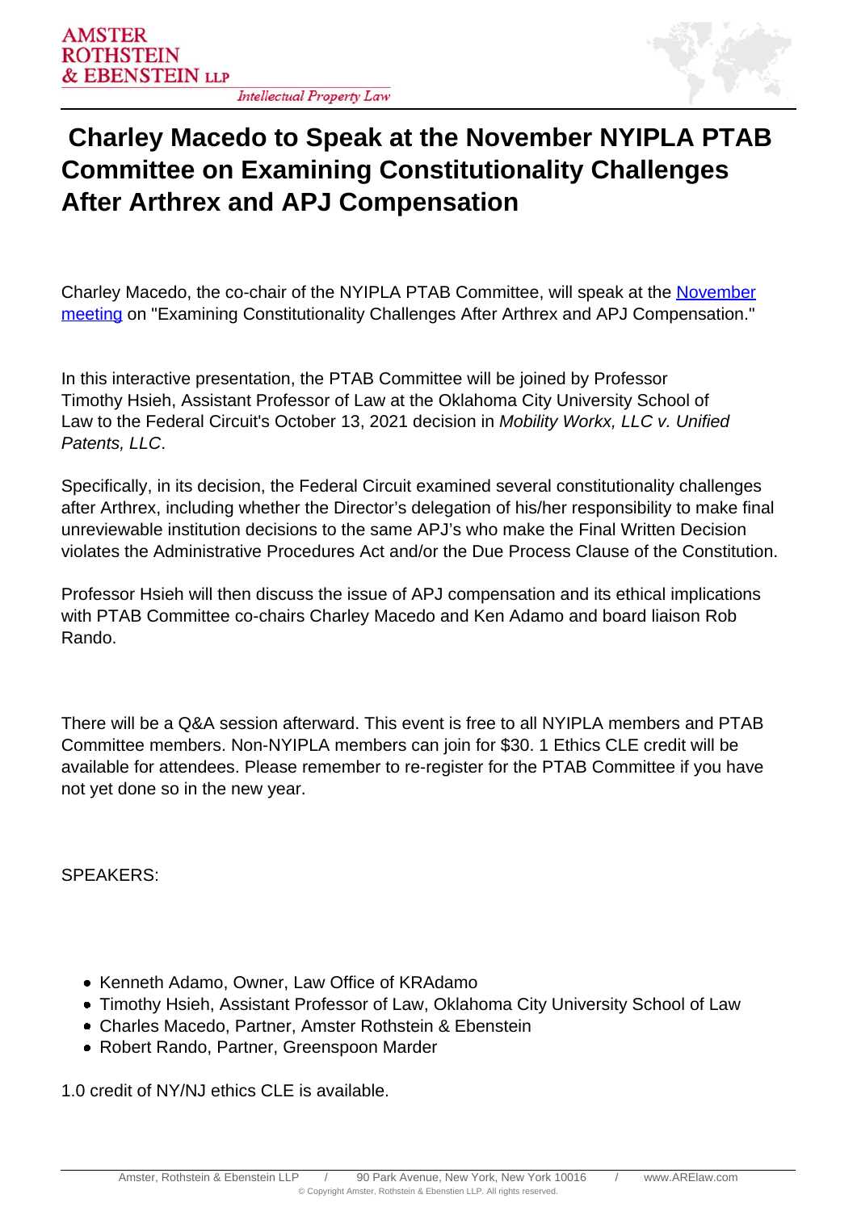# Charley Macedo to Speak at the November NYIPLA PTAB Committee on Examining Constitutionality Challenges After Arthrex and APJ Compensation

Charley Macedo, the co-chair of the NYIPLA PTAB Committee, will speak at the November meeting on "Examining Constitutionality Challenges After Arthrex and APJ Compensation."

In this interactive presentation, the PTAB Committee will be joined by Professor Timothy Hsieh, Assistant Professor of Law at the Oklahoma City University School of Law to the Federal Circuit's October 13, 2021 decision in *Mobility Workx, LLC v. Unified Patents, LLC*.

Specifically, in its decision, the Federal Circuit examined several constitutionality challenges after Arthrex, including whether the Director's delegation of his/her responsibility to make final unreviewable institution decisions to the same APJ's who make the Final Written Decision violates the Administrative Procedures Act and/or the Due Process Clause of the Constitution.

Professor Hsieh will then discuss the issue of APJ compensation and its ethical implications with PTAB Committee co-chairs Charley Macedo and Ken Adamo and board liaison Rob Rando.

There will be a Q&A session afterward. This event is free to all NYIPLA members and PTAB Committee members. Non-NYIPLA members can join for $30. 1 Ethics CLE credit will be available for attendees. Please remember to re-register for the PTAB Committee if you have not yet done so in the new year.

SPEAKERS:

- Kenneth Adamo, Owner, Law Office of KRAdamo
- Timothy Hsieh, Assistant Professor of Law, Oklahoma City University School of Law
- Charles Macedo, Partner, Amster Rothstein & Ebenstein
- Robert Rando, Partner, Greenspoon Marder

1.0 credit of NY/NJ ethics CLE is available.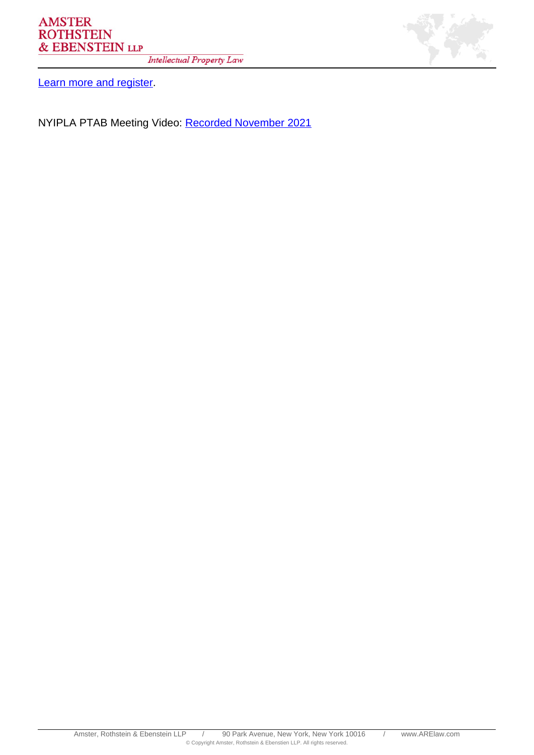Learn more and register.

NYIPLA PTAB Meeting Video: Recorded November 2021